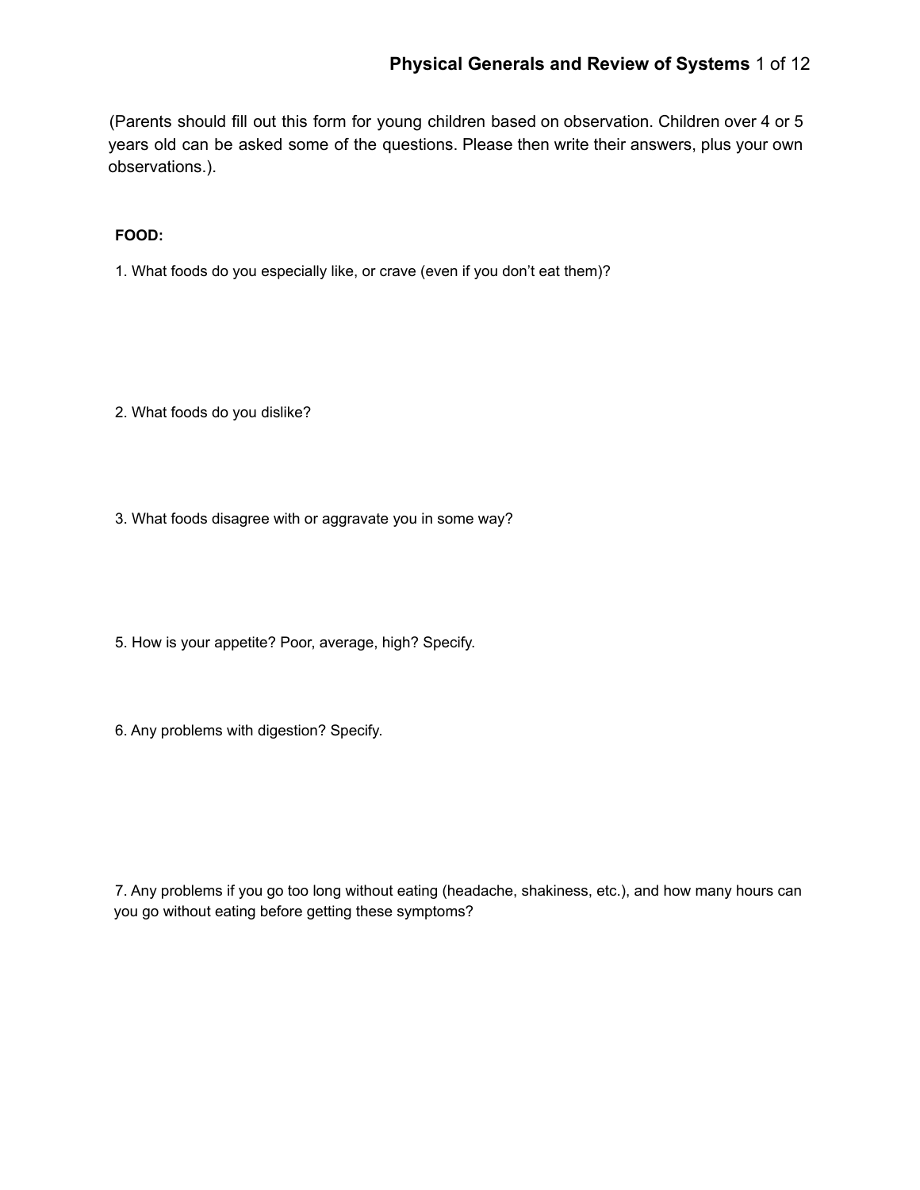# Physical Generals and Review of Systems

(Parents should fill out this form for young children based on observation. Children over 4 or 5 years old can be asked some of the questions. Please then write their answers, plus your own observations.).

**FOOD:**

1. What foods do you especially like, or crave (even if you don't eat them)?

2. What foods do you dislike?

3. What foods disagree with or aggravate you in some way?

5. How is your appetite? Poor, average, high? Specify.

6. Any problems with digestion? Specify.

7. Any problems if you go too long without eating (headache, shakiness, etc.), and how many hours can you go without eating before getting these symptoms?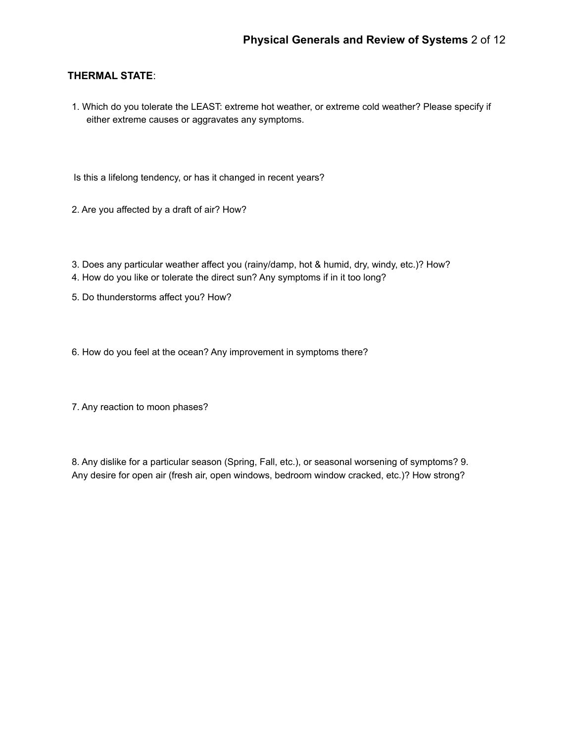**THERMAL STATE**:

1. Which do you tolerate the LEAST: extreme hot weather, or extreme cold weather? Please specify if either extreme causes or aggravates any symptoms.

   Is this a lifelong tendency, or has it changed in recent years?

2. Are you affected by a draft of air? How?

3. Does any particular weather affect you (rainy/damp, hot & humid, dry, windy, etc.)? How?
4. How do you like or tolerate the direct sun? Any symptoms if in it too long?
5. Do thunderstorms affect you? How?

6. How do you feel at the ocean? Any improvement in symptoms there?

7. Any reaction to moon phases?

8. Any dislike for a particular season (Spring, Fall, etc.), or seasonal worsening of symptoms?
9. Any desire for open air (fresh air, open windows, bedroom window cracked, etc.)? How strong?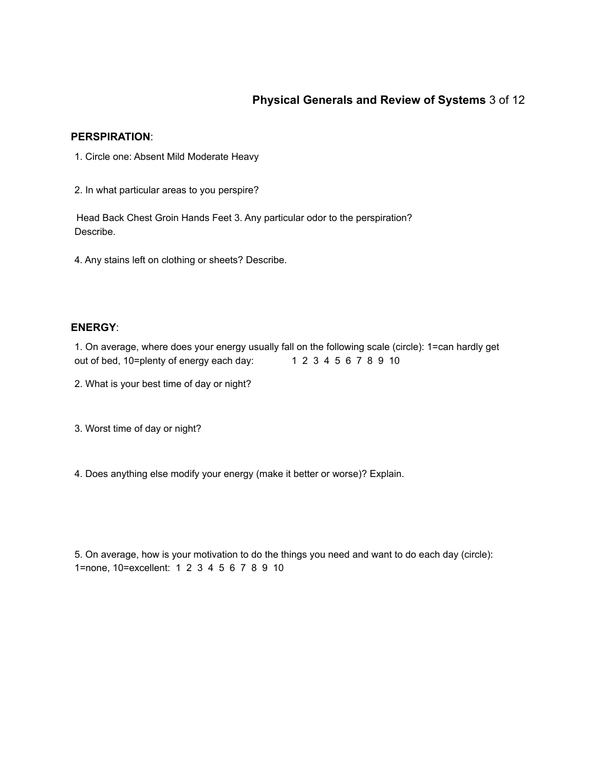## Physical Generals and Review of Systems

**PERSPIRATION**:

1. Circle one: Absent Mild Moderate Heavy

2. In what particular areas to you perspire?

Head Back Chest Groin Hands Feet 3. Any particular odor to the perspiration? Describe.

4. Any stains left on clothing or sheets? Describe.

**ENERGY**:

1. On average, where does your energy usually fall on the following scale (circle): 1=can hardly get out of bed, 10=plenty of energy each day: 1 2 3 4 5 6 7 8 9 10

2. What is your best time of day or night?

3. Worst time of day or night?

4. Does anything else modify your energy (make it better or worse)? Explain.

5. On average, how is your motivation to do the things you need and want to do each day (circle): 1=none, 10=excellent: 1 2 3 4 5 6 7 8 9 10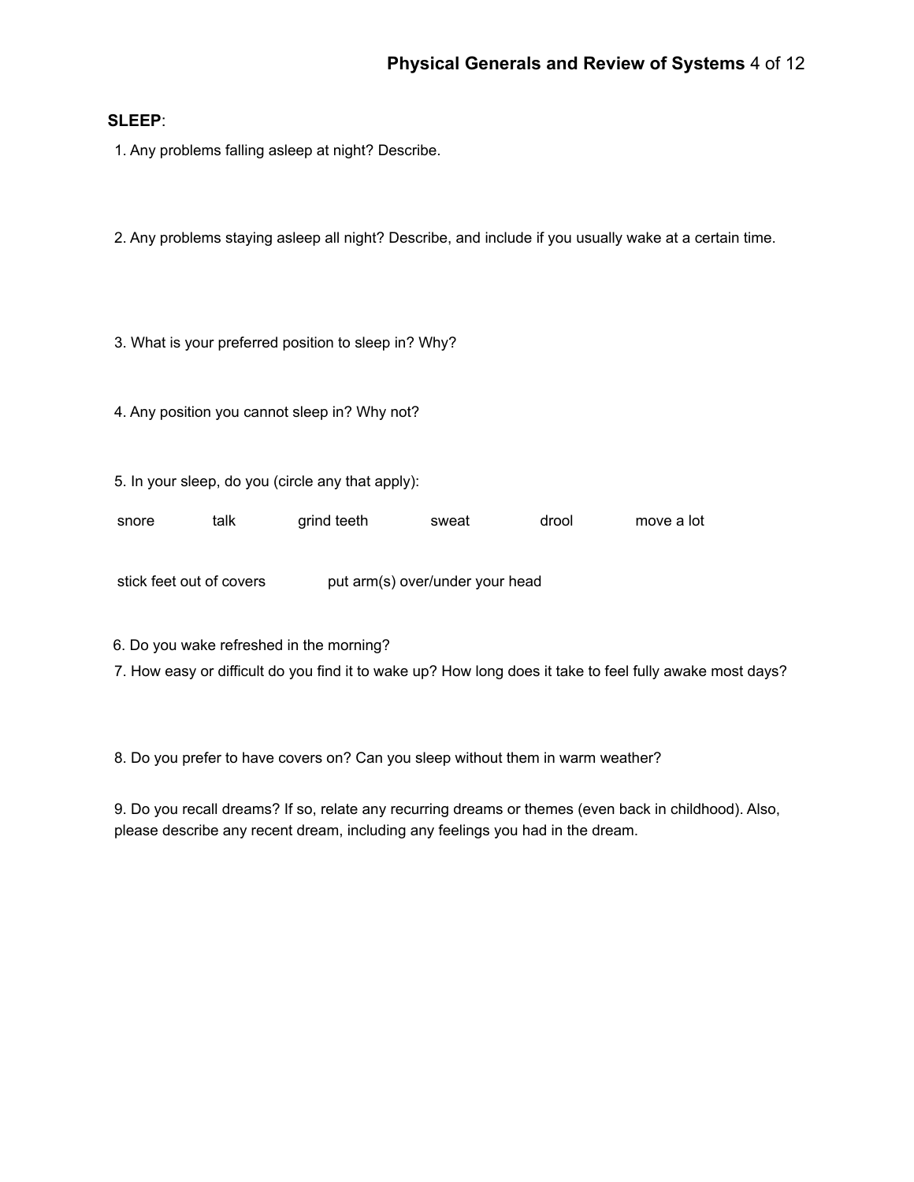**SLEEP**:

1. Any problems falling asleep at night? Describe.

2. Any problems staying asleep all night? Describe, and include if you usually wake at a certain time.

3. What is your preferred position to sleep in? Why?

4. Any position you cannot sleep in? Why not?

5. In your sleep, do you (circle any that apply):

snore    talk    grind teeth    sweat    drool    move a lot

stick feet out of covers    put arm(s) over/under your head

6. Do you wake refreshed in the morning?

7. How easy or difficult do you find it to wake up? How long does it take to feel fully awake most days?

8. Do you prefer to have covers on? Can you sleep without them in warm weather?

9. Do you recall dreams? If so, relate any recurring dreams or themes (even back in childhood). Also, please describe any recent dream, including any feelings you had in the dream.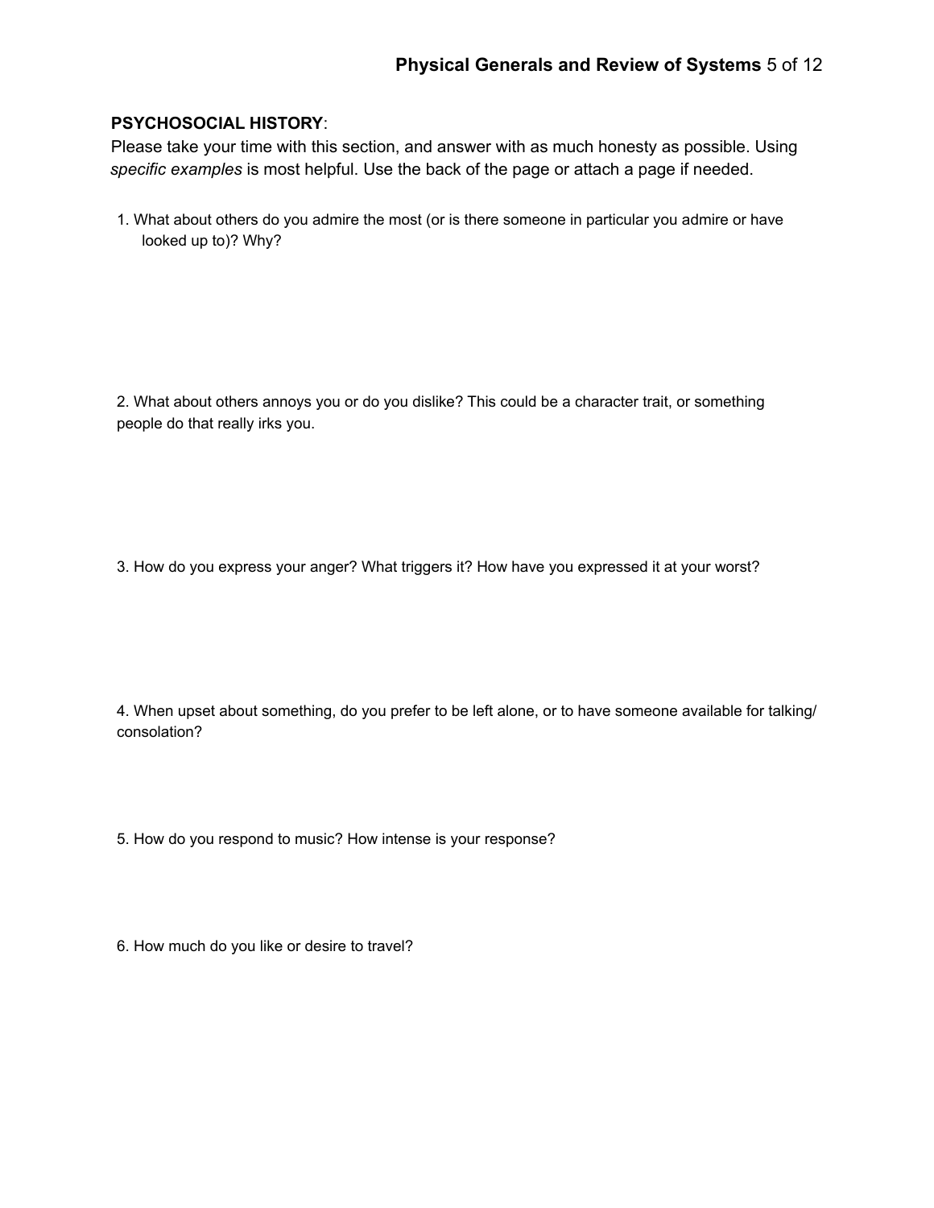**PSYCHOSOCIAL HISTORY**:

Please take your time with this section, and answer with as much honesty as possible. Using *specific examples* is most helpful. Use the back of the page or attach a page if needed.

1. What about others do you admire the most (or is there someone in particular you admire or have looked up to)? Why?

2. What about others annoys you or do you dislike? This could be a character trait, or something people do that really irks you.

3. How do you express your anger? What triggers it? How have you expressed it at your worst?

4. When upset about something, do you prefer to be left alone, or to have someone available for talking/ consolation?

5. How do you respond to music? How intense is your response?

6. How much do you like or desire to travel?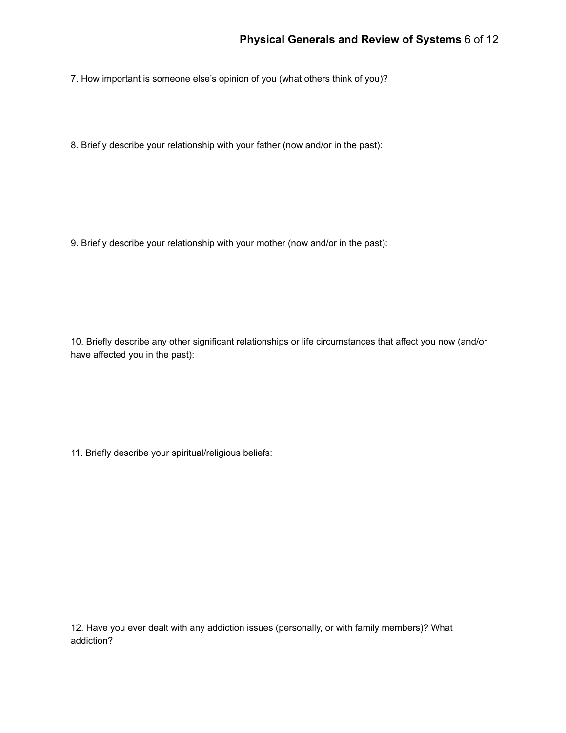7. How important is someone else's opinion of you (what others think of you)?

8. Briefly describe your relationship with your father (now and/or in the past):

9. Briefly describe your relationship with your mother (now and/or in the past):

10. Briefly describe any other significant relationships or life circumstances that affect you now (and/or have affected you in the past):

11. Briefly describe your spiritual/religious beliefs:

12. Have you ever dealt with any addiction issues (personally, or with family members)? What addiction?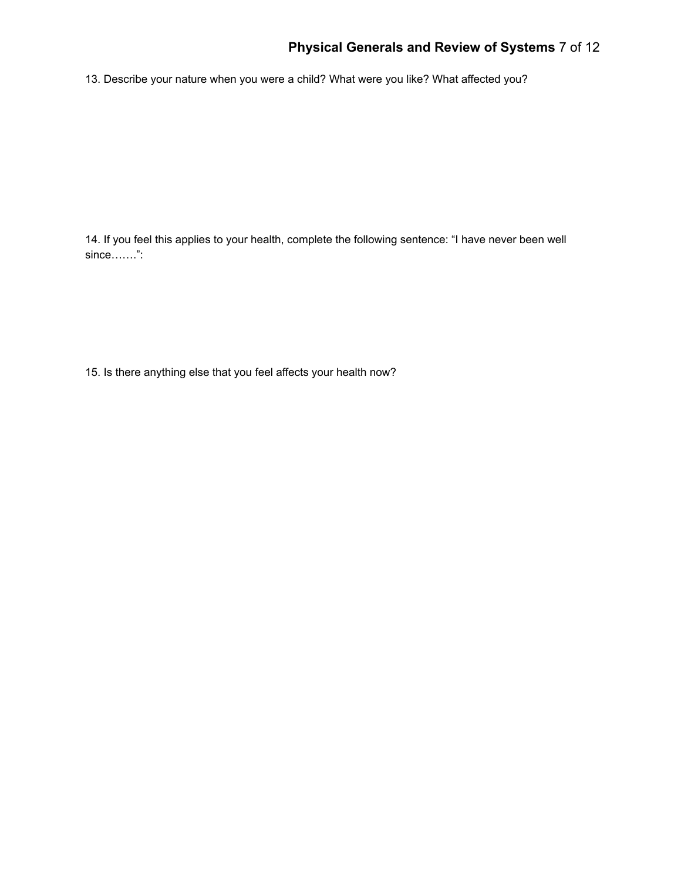13. Describe your nature when you were a child? What were you like? What affected you?

14. If you feel this applies to your health, complete the following sentence: “I have never been well since…….”:

15. Is there anything else that you feel affects your health now?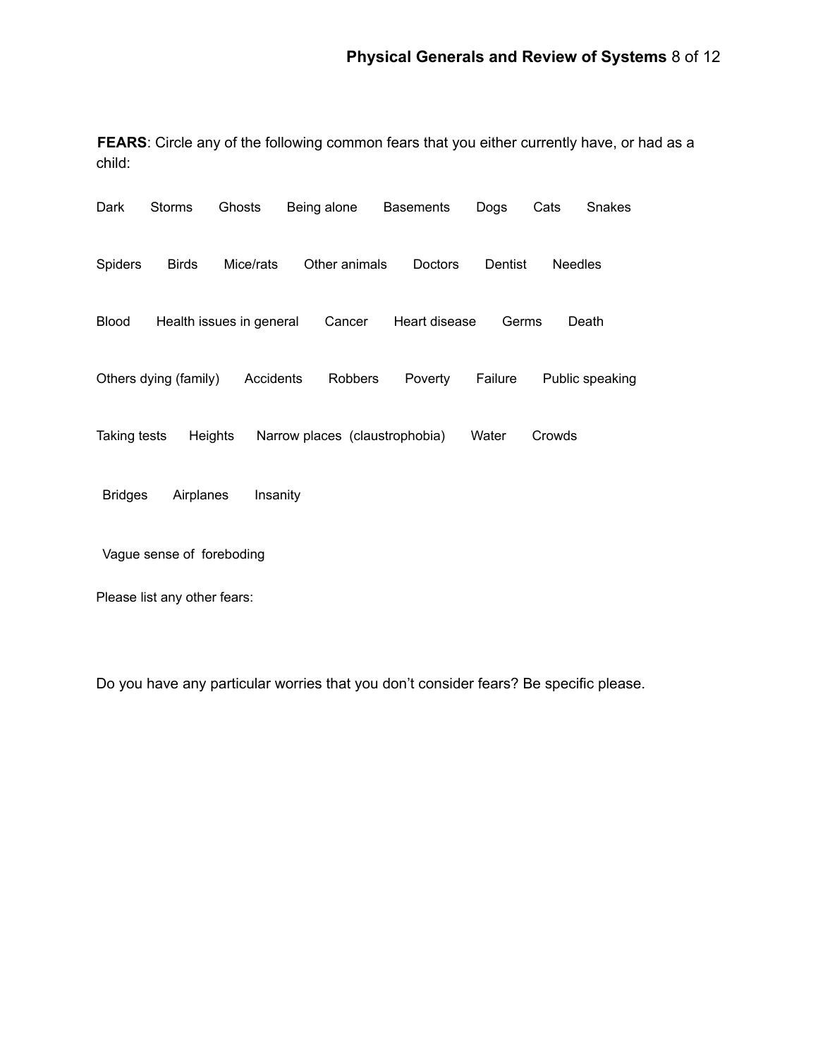**FEARS**: Circle any of the following common fears that you either currently have, or had as a child:

Dark   Storms   Ghosts   Being alone   Basements   Dogs   Cats   Snakes

Spiders   Birds   Mice/rats   Other animals   Doctors   Dentist   Needles

Blood   Health issues in general   Cancer   Heart disease   Germs   Death

Others dying (family)   Accidents   Robbers   Poverty   Failure   Public speaking

Taking tests   Heights   Narrow places (claustrophobia)   Water   Crowds

Bridges   Airplanes   Insanity

Vague sense of foreboding

Please list any other fears:

Do you have any particular worries that you don't consider fears? Be specific please.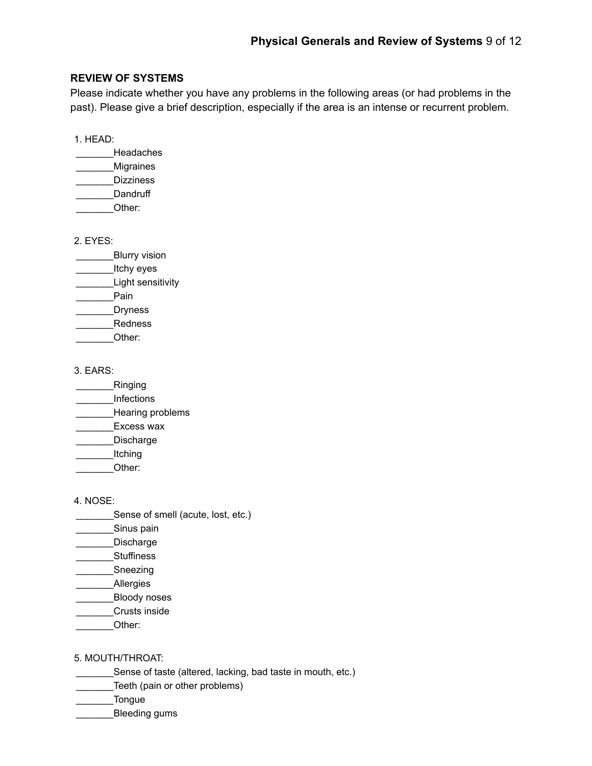## REVIEW OF SYSTEMS

Please indicate whether you have any problems in the following areas (or had problems in the past). Please give a brief description, especially if the area is an intense or recurrent problem.

1. HEAD:
_______Headaches
_______Migraines
_______Dizziness
_______Dandruff
_______Other:

2. EYES:
_______Blurry vision
_______Itchy eyes
_______Light sensitivity
_______Pain
_______Dryness
_______Redness
_______Other:

3. EARS:
_______Ringing
_______Infections
_______Hearing problems
_______Excess wax
_______Discharge
_______Itching
_______Other:

4. NOSE:
_______Sense of smell (acute, lost, etc.)
_______Sinus pain
_______Discharge
_______Stuffiness
_______Sneezing
_______Allergies
_______Bloody noses
_______Crusts inside
_______Other:

5. MOUTH/THROAT:
_______Sense of taste (altered, lacking, bad taste in mouth, etc.)
_______Teeth (pain or other problems)
_______Tongue
_______Bleeding gums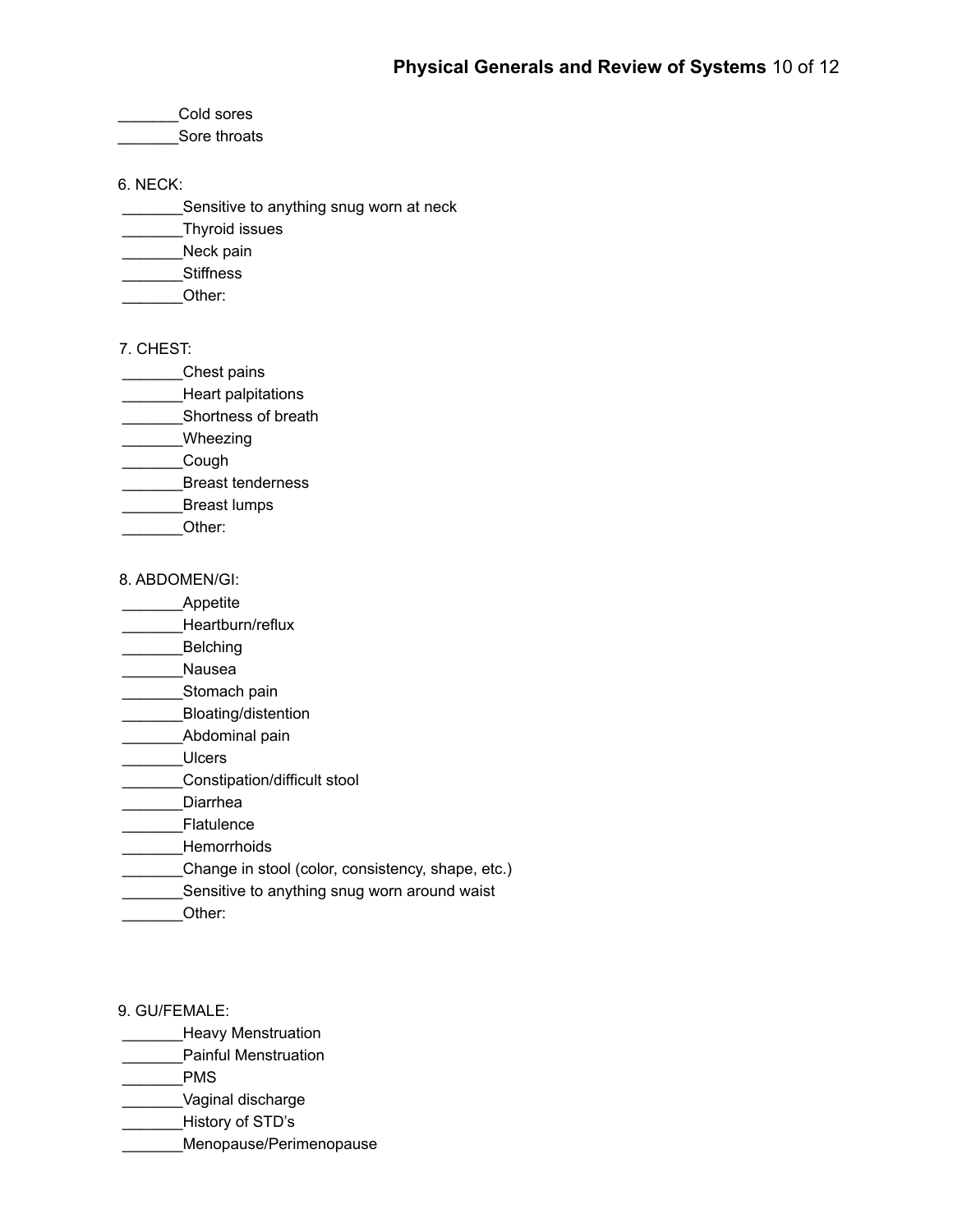_______Cold sores
_______Sore throats

6. NECK:
_______Sensitive to anything snug worn at neck
_______Thyroid issues
_______Neck pain
_______Stiffness
_______Other:

7. CHEST:
_______Chest pains
_______Heart palpitations
_______Shortness of breath
_______Wheezing
_______Cough
_______Breast tenderness
_______Breast lumps
_______Other:

8. ABDOMEN/GI:
_______Appetite
_______Heartburn/reflux
_______Belching
_______Nausea
_______Stomach pain
_______Bloating/distention
_______Abdominal pain
_______Ulcers
_______Constipation/difficult stool
_______Diarrhea
_______Flatulence
_______Hemorrhoids
_______Change in stool (color, consistency, shape, etc.)
_______Sensitive to anything snug worn around waist
_______Other:

9. GU/FEMALE:
_______Heavy Menstruation
_______Painful Menstruation
_______PMS
_______Vaginal discharge
_______History of STD's
_______Menopause/Perimenopause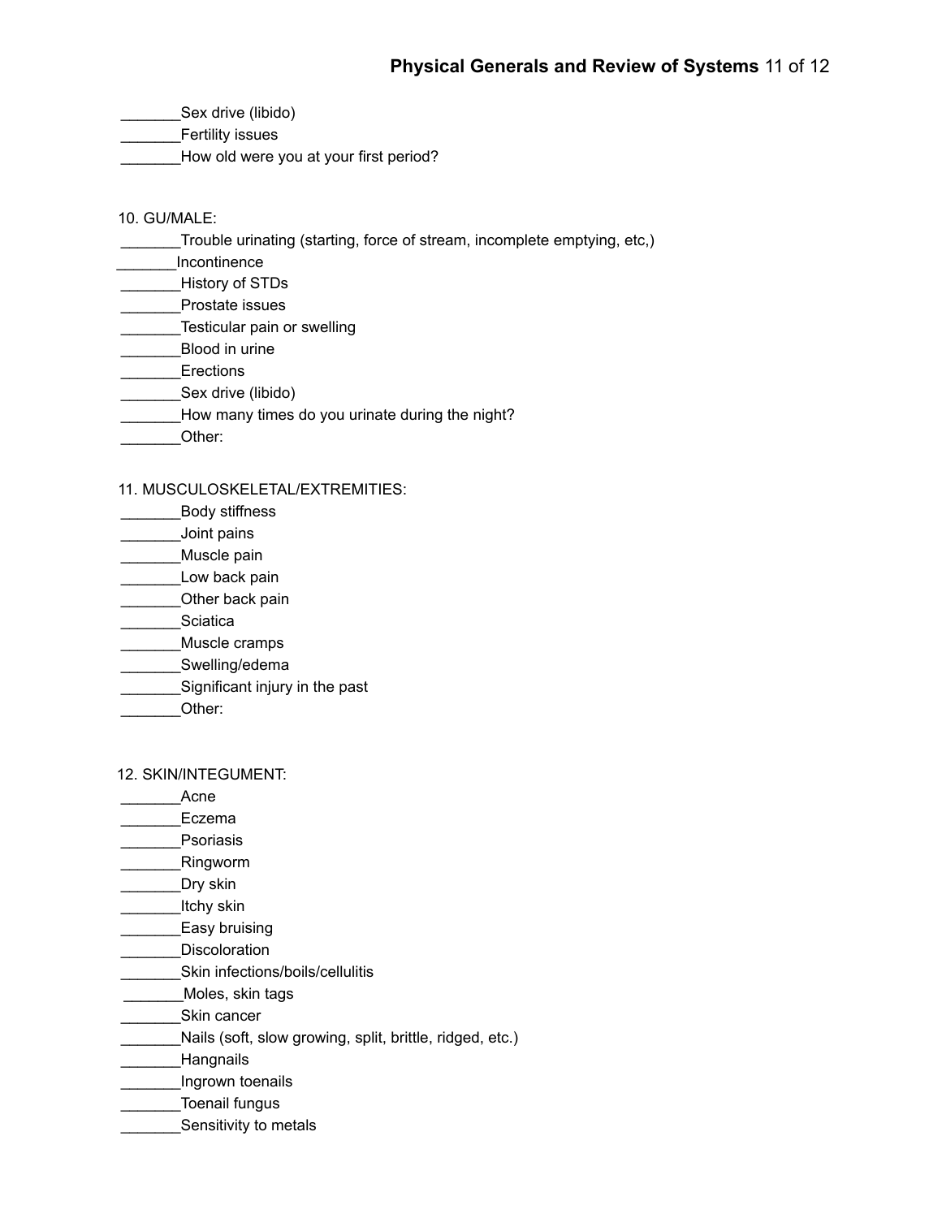_______Sex drive (libido)
_______Fertility issues
_______How old were you at your first period?

10. GU/MALE:
_______Trouble urinating (starting, force of stream, incomplete emptying, etc,)
_______Incontinence
_______History of STDs
_______Prostate issues
_______Testicular pain or swelling
_______Blood in urine
_______Erections
_______Sex drive (libido)
_______How many times do you urinate during the night?
_______Other:

11. MUSCULOSKELETAL/EXTREMITIES:
_______Body stiffness
_______Joint pains
_______Muscle pain
_______Low back pain
_______Other back pain
_______Sciatica
_______Muscle cramps
_______Swelling/edema
_______Significant injury in the past
_______Other:

12. SKIN/INTEGUMENT:
_______Acne
_______Eczema
_______Psoriasis
_______Ringworm
_______Dry skin
_______Itchy skin
_______Easy bruising
_______Discoloration
_______Skin infections/boils/cellulitis
_______Moles, skin tags
_______Skin cancer
_______Nails (soft, slow growing, split, brittle, ridged, etc.)
_______Hangnails
_______Ingrown toenails
_______Toenail fungus
_______Sensitivity to metals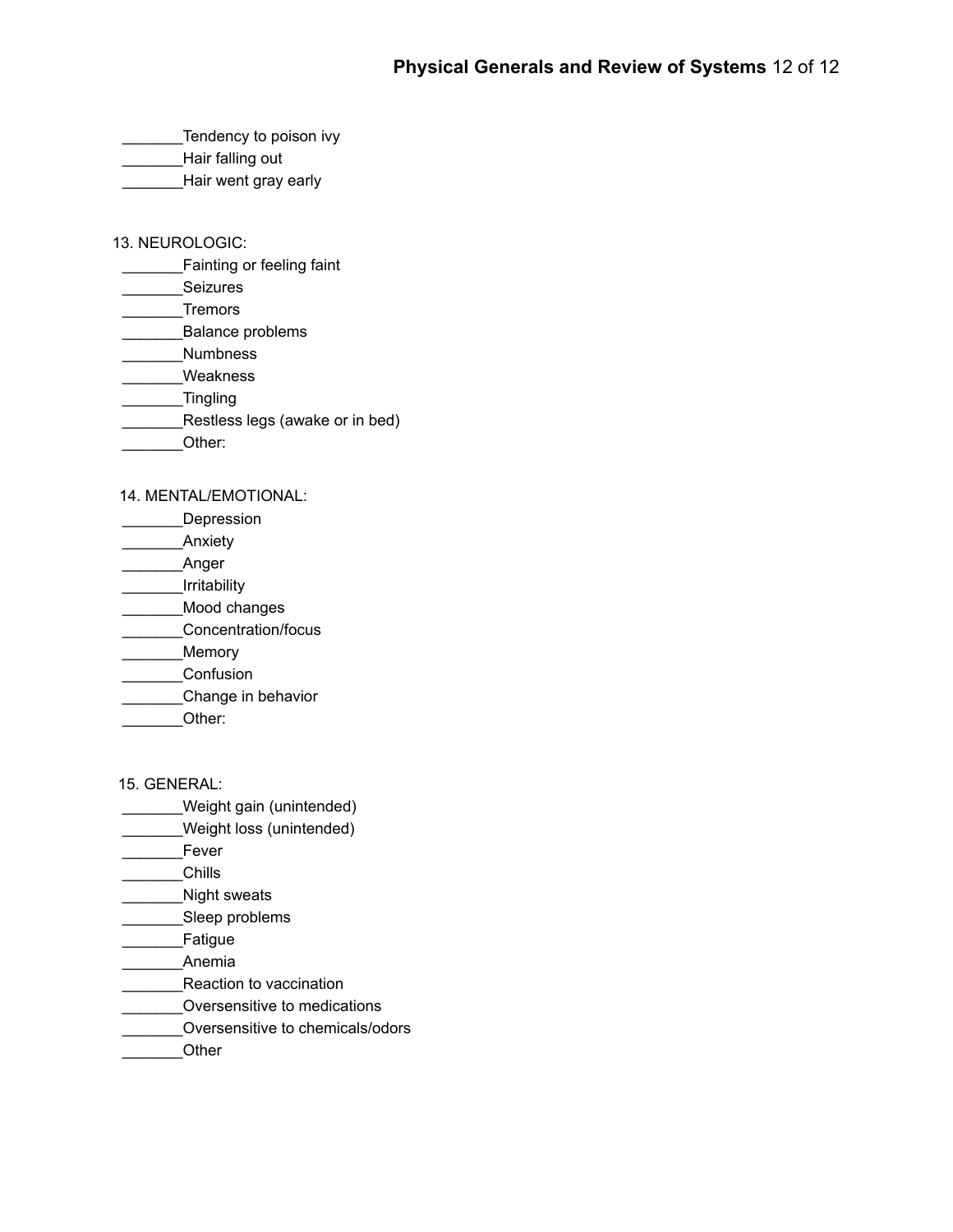_______Tendency to poison ivy
_______Hair falling out
_______Hair went gray early

13. NEUROLOGIC:
_______Fainting or feeling faint
_______Seizures
_______Tremors
_______Balance problems
_______Numbness
_______Weakness
_______Tingling
_______Restless legs (awake or in bed)
_______Other:

14. MENTAL/EMOTIONAL:
_______Depression
_______Anxiety
_______Anger
_______Irritability
_______Mood changes
_______Concentration/focus
_______Memory
_______Confusion
_______Change in behavior
_______Other:

15. GENERAL:
_______Weight gain (unintended)
_______Weight loss (unintended)
_______Fever
_______Chills
_______Night sweats
_______Sleep problems
_______Fatigue
_______Anemia
_______Reaction to vaccination
_______Oversensitive to medications
_______Oversensitive to chemicals/odors
_______Other